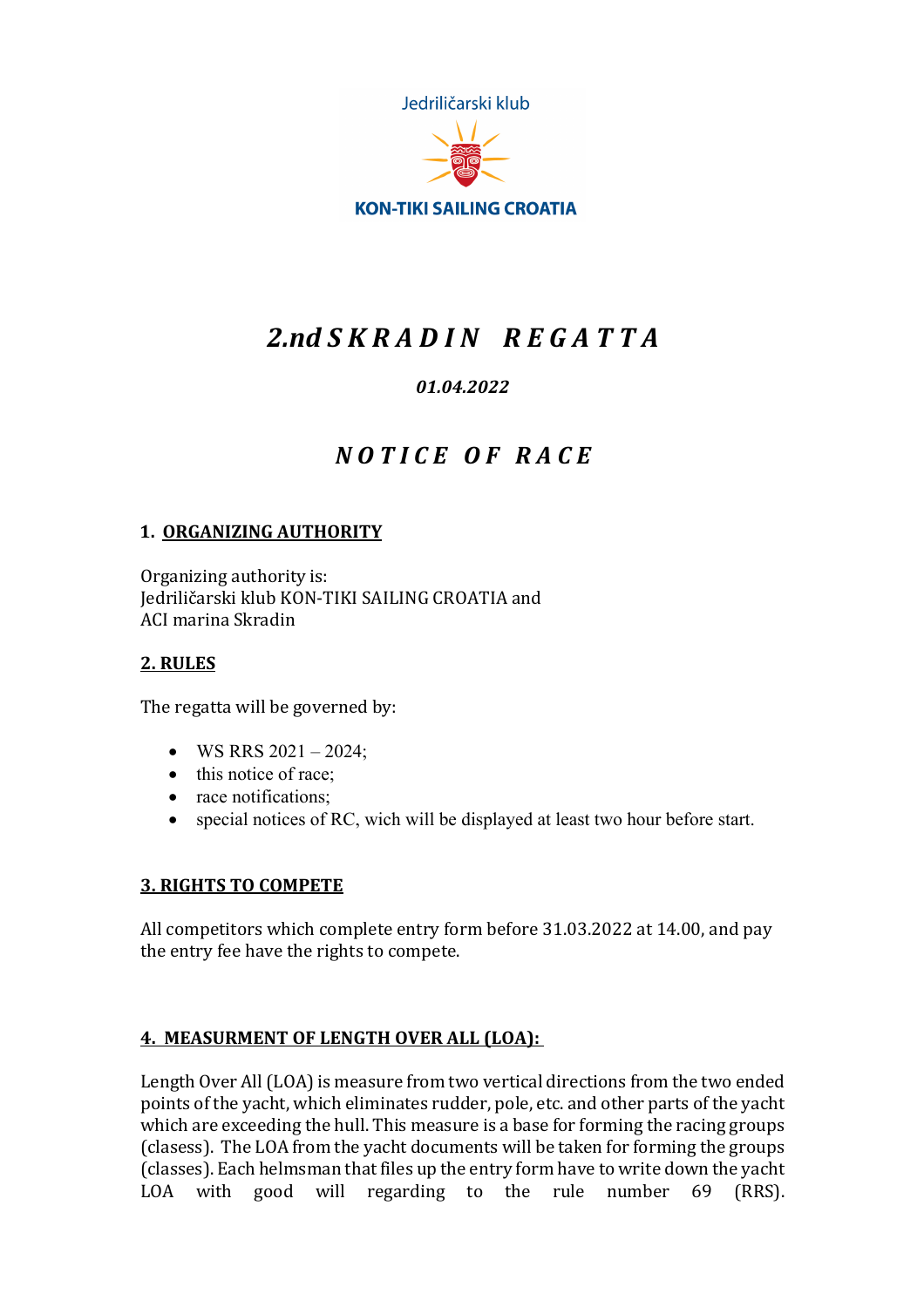Jedriličarski klub

KON-TIKI SAILING CROATIA

# *2.nd SKRADIN REGATTA*

***01.04.2022***

## *NOTICE OF RACE*

### 1. ORGANIZING AUTHORITY

Organizing authority is:
Jedriličarski klub KON-TIKI SAILING CROATIA and
ACI marina Skradin

### 2. RULES

The regatta will be governed by:

- WS RRS 2021 – 2024;
- this notice of race;
- race notifications;
- special notices of RC, wich will be displayed at least two hour before start.

### 3. RIGHTS TO COMPETE

All competitors which complete entry form before 31.03.2022 at 14.00, and pay the entry fee have the rights to compete.

### 4. MEASURMENT OF LENGTH OVER ALL (LOA):

Length Over All (LOA) is measure from two vertical directions from the two ended points of the yacht, which eliminates rudder, pole, etc. and other parts of the yacht which are exceeding the hull. This measure is a base for forming the racing groups (clasess). The LOA from the yacht documents will be taken for forming the groups (classes). Each helmsman that files up the entry form have to write down the yacht LOA with good will regarding to the rule number 69 (RRS).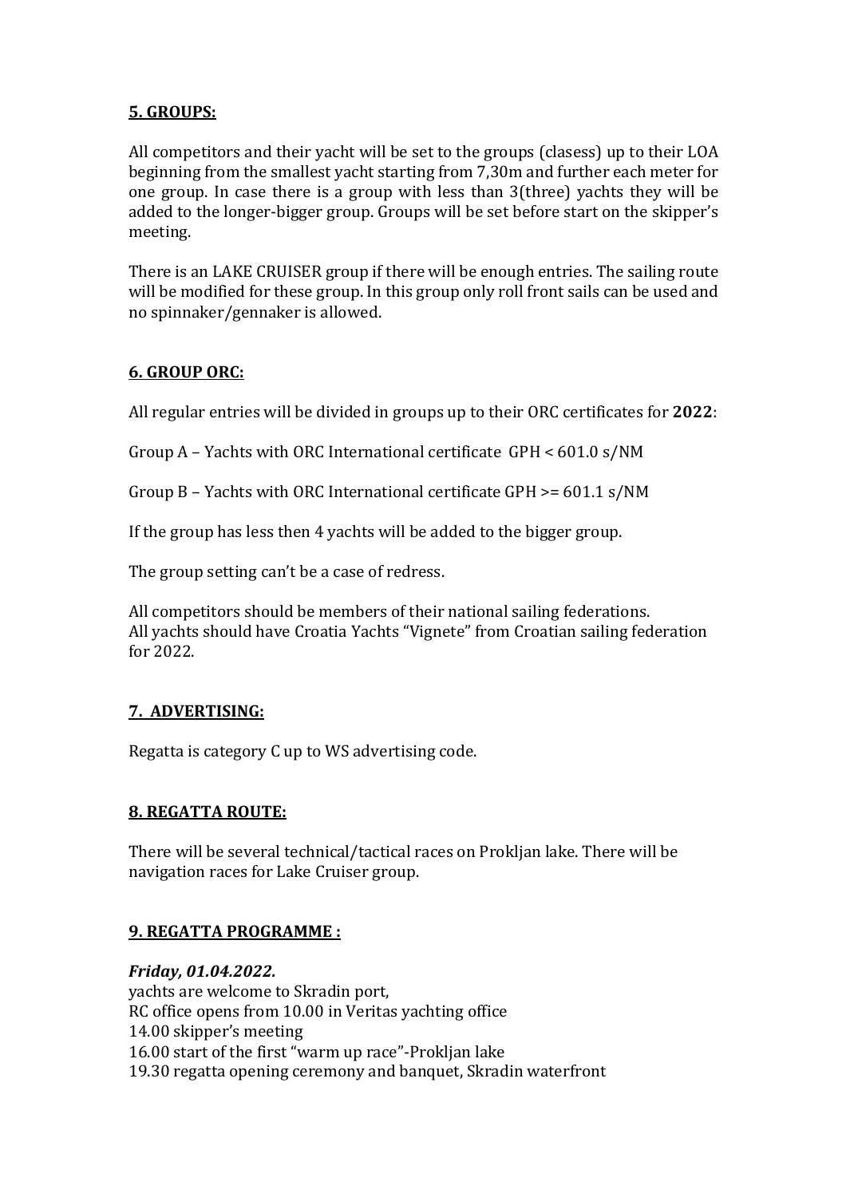## 5. GROUPS:

All competitors and their yacht will be set to the groups (clasess) up to their LOA beginning from the smallest yacht starting from 7,30m and further each meter for one group. In case there is a group with less than 3(three) yachts they will be added to the longer-bigger group. Groups will be set before start on the skipper's meeting.

There is an LAKE CRUISER group if there will be enough entries. The sailing route will be modified for these group. In this group only roll front sails can be used and no spinnaker/gennaker is allowed.

## 6. GROUP ORC:

All regular entries will be divided in groups up to their ORC certificates for **2022**:

Group A – Yachts with ORC International certificate GPH < 601.0 s/NM

Group B – Yachts with ORC International certificate GPH >= 601.1 s/NM

If the group has less then 4 yachts will be added to the bigger group.

The group setting can't be a case of redress.

All competitors should be members of their national sailing federations.
All yachts should have Croatia Yachts "Vignete" from Croatian sailing federation for 2022.

## 7. ADVERTISING:

Regatta is category C up to WS advertising code.

## 8. REGATTA ROUTE:

There will be several technical/tactical races on Prokljan lake. There will be navigation races for Lake Cruiser group.

## 9. REGATTA PROGRAMME :

***Friday, 01.04.2022.***
yachts are welcome to Skradin port,
RC office opens from 10.00 in Veritas yachting office
14.00 skipper's meeting
16.00 start of the first "warm up race"-Prokljan lake
19.30 regatta opening ceremony and banquet, Skradin waterfront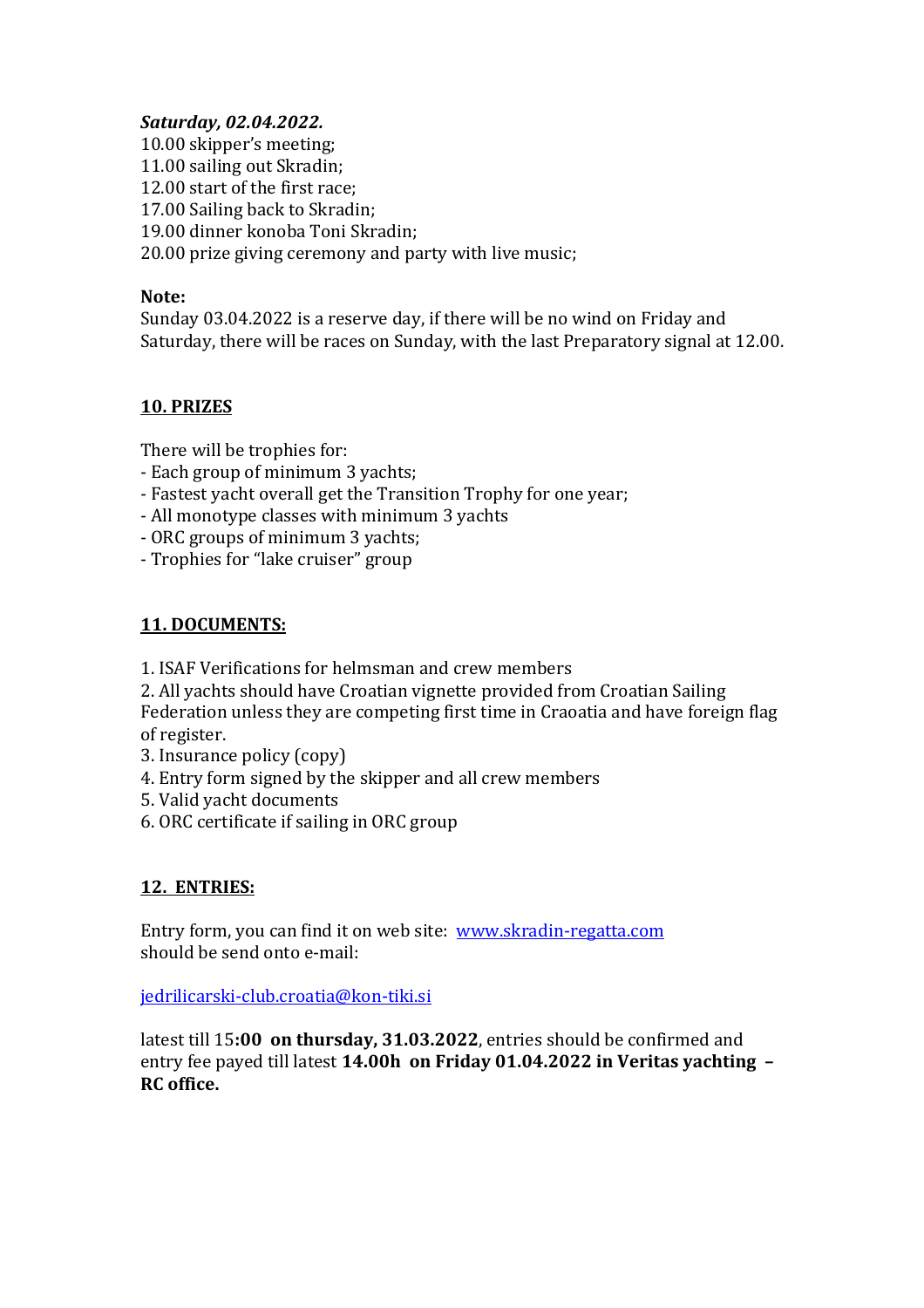***Saturday, 02.04.2022.***
10.00 skipper's meeting;
11.00 sailing out Skradin;
12.00 start of the first race;
17.00 Sailing back to Skradin;
19.00 dinner konoba Toni Skradin;
20.00 prize giving ceremony and party with live music;

**Note:**
Sunday 03.04.2022 is a reserve day, if there will be no wind on Friday and Saturday, there will be races on Sunday, with the last Preparatory signal at 12.00.

## 10. PRIZES

There will be trophies for:
- Each group of minimum 3 yachts;
- Fastest yacht overall get the Transition Trophy for one year;
- All monotype classes with minimum 3 yachts
- ORC groups of minimum 3 yachts;
- Trophies for "lake cruiser" group

## 11. DOCUMENTS:

1. ISAF Verifications for helmsman and crew members
2. All yachts should have Croatian vignette provided from Croatian Sailing Federation unless they are competing first time in Craoatia and have foreign flag of register.
3. Insurance policy (copy)
4. Entry form signed by the skipper and all crew members
5. Valid yacht documents
6. ORC certificate if sailing in ORC group

## 12. ENTRIES:

Entry form, you can find it on web site: [www.skradin-regatta.com](http://www.skradin-regatta.com)
should be send onto e-mail:

[jedrilicarski-club.croatia@kon-tiki.si](mailto:jedrilicarski-club.croatia@kon-tiki.si)

latest till 15**:00 on thursday, 31.03.2022**, entries should be confirmed and entry fee payed till latest **14.00h on Friday 01.04.2022 in Veritas yachting – RC office.**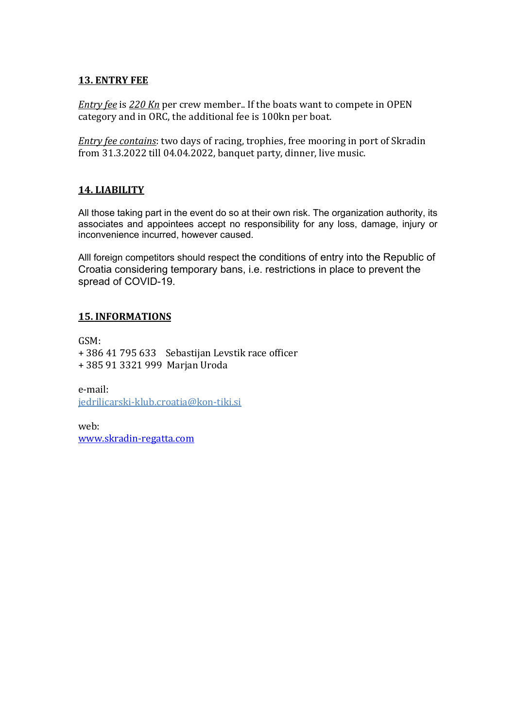## **13. ENTRY FEE**

*Entry fee* is *220 Kn* per crew member.. If the boats want to compete in OPEN category and in ORC, the additional fee is 100kn per boat.

*Entry fee contains*: two days of racing, trophies, free mooring in port of Skradin from 31.3.2022 till 04.04.2022, banquet party, dinner, live music.

## **14. LIABILITY**

All those taking part in the event do so at their own risk. The organization authority, its associates and appointees accept no responsibility for any loss, damage, injury or inconvenience incurred, however caused.

Alll foreign competitors should respect the conditions of entry into the Republic of Croatia considering temporary bans, i.e. restrictions in place to prevent the spread of COVID-19.

## **15. INFORMATIONS**

GSM:
+ 386 41 795 633 Sebastijan Levstik race officer
+ 385 91 3321 999 Marjan Uroda

e-mail:
jedrilicarski-klub.croatia@kon-tiki.si

web:
www.skradin-regatta.com